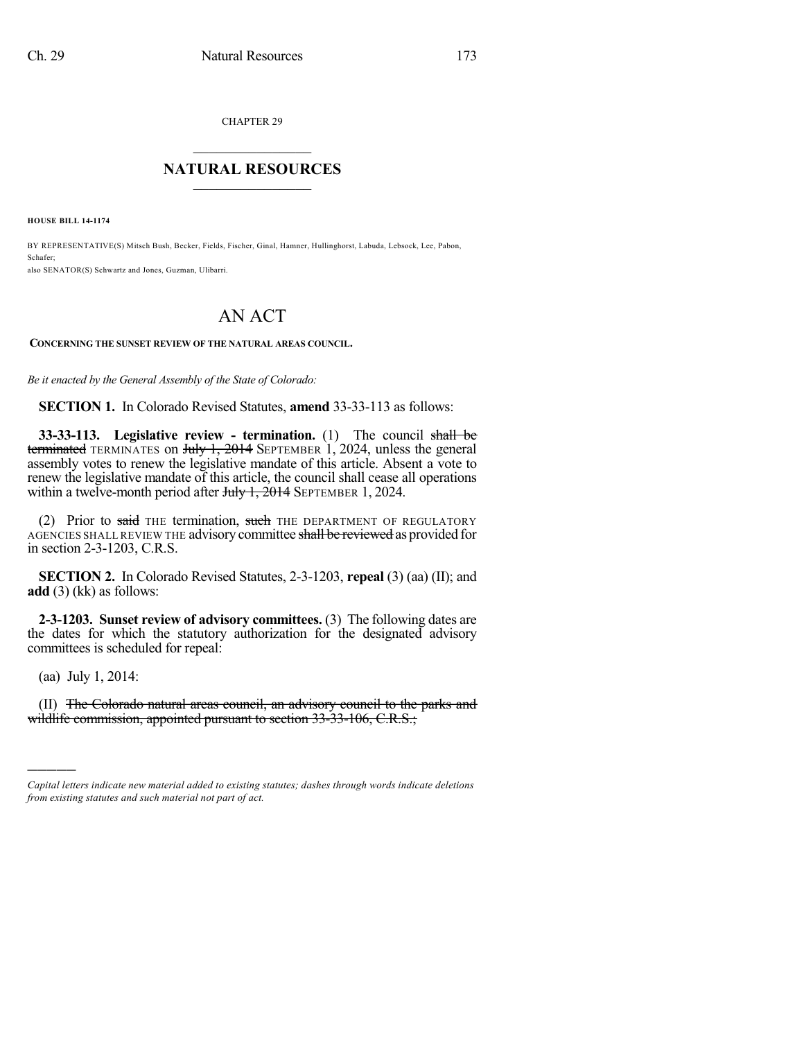CHAPTER 29

# NATURAL RESOURCES

**HOUSE BILL 14-1174**

BY REPRESENTATIVE(S) Mitsch Bush, Becker, Fields, Fischer, Ginal, Hamner, Hullinghorst, Labuda, Lebsock, Lee, Pabon, Schafer;
also SENATOR(S) Schwartz and Jones, Guzman, Ulibarri.

# AN ACT

**CONCERNING THE SUNSET REVIEW OF THE NATURAL AREAS COUNCIL.**

*Be it enacted by the General Assembly of the State of Colorado:*

**SECTION 1.** In Colorado Revised Statutes, **amend** 33-33-113 as follows:

**33-33-113. Legislative review - termination.** (1) The council ~~shall be terminated~~ TERMINATES on ~~July 1, 2014~~ SEPTEMBER 1, 2024, unless the general assembly votes to renew the legislative mandate of this article. Absent a vote to renew the legislative mandate of this article, the council shall cease all operations within a twelve-month period after ~~July 1, 2014~~ SEPTEMBER 1, 2024.

(2) Prior to ~~said~~ THE termination, ~~such~~ THE DEPARTMENT OF REGULATORY AGENCIES SHALL REVIEW THE advisory committee ~~shall be reviewed~~ as provided for in section 2-3-1203, C.R.S.

**SECTION 2.** In Colorado Revised Statutes, 2-3-1203, **repeal** (3) (aa) (II); and **add** (3) (kk) as follows:

**2-3-1203. Sunset review of advisory committees.** (3) The following dates are the dates for which the statutory authorization for the designated advisory committees is scheduled for repeal:

(aa) July 1, 2014:

(II) ~~The Colorado natural areas council, an advisory council to the parks and wildlife commission, appointed pursuant to section 33-33-106, C.R.S.;~~

---

*Capital letters indicate new material added to existing statutes; dashes through words indicate deletions from existing statutes and such material not part of act.*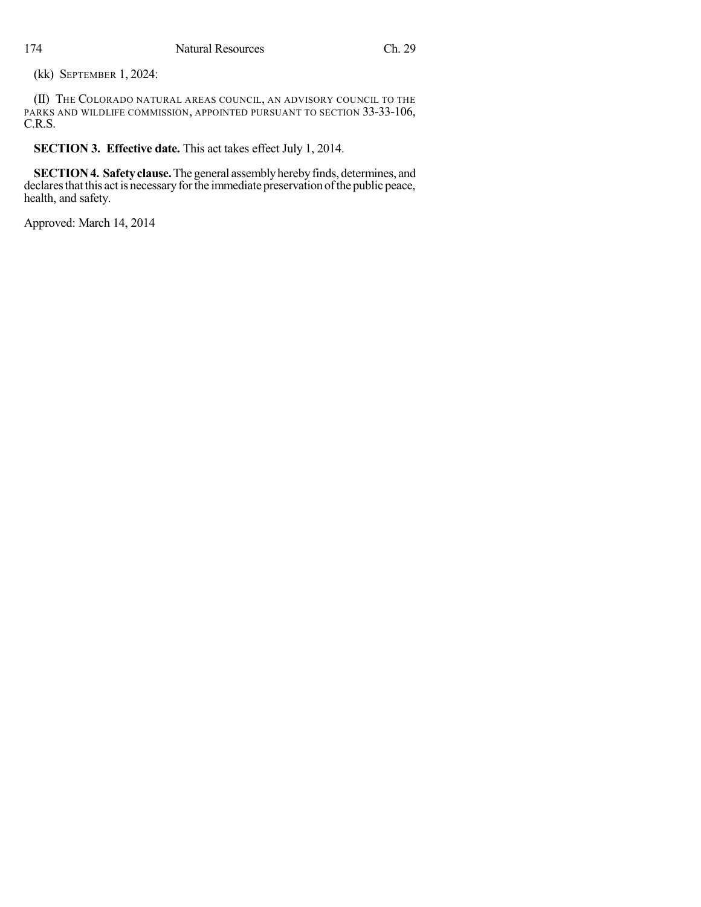(kk) SEPTEMBER 1, 2024:

(II) THE COLORADO NATURAL AREAS COUNCIL, AN ADVISORY COUNCIL TO THE PARKS AND WILDLIFE COMMISSION, APPOINTED PURSUANT TO SECTION 33-33-106, C.R.S.

**SECTION 3. Effective date.** This act takes effect July 1, 2014.

**SECTION 4. Safety clause.** The general assembly hereby finds, determines, and declares that this act is necessary for the immediate preservation of the public peace, health, and safety.

Approved: March 14, 2014